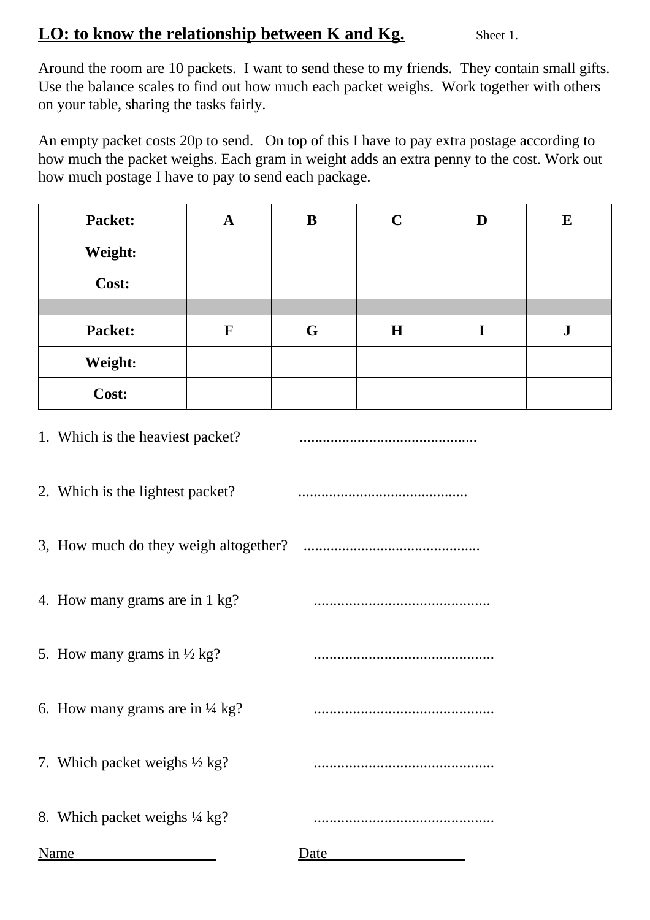## LO: to know the relationship between K and Kg.

Sheet 1.

Around the room are 10 packets. I want to send these to my friends. They contain small gifts. Use the balance scales to find out how much each packet weighs. Work together with others on your table, sharing the tasks fairly.

An empty packet costs 20p to send. On top of this I have to pay extra postage according to how much the packet weighs. Each gram in weight adds an extra penny to the cost. Work out how much postage I have to pay to send each package.

| **Packet:** | **A** | **B** | **C** | **D** | **E** |
|---|---|---|---|---|---|
| **Weight:** | | | | | |
| **Cost:** | | | | | |
| | | | | | |
| **Packet:** | **F** | **G** | **H** | **I** | **J** |
| **Weight:** | | | | | |
| **Cost:** | | | | | |

1. Which is the heaviest packet? ..............................................

2. Which is the lightest packet? ............................................

3, How much do they weigh altogether? .............................................

4. How many grams are in 1 kg? .............................................

5. How many grams in ½ kg? ..............................................

6. How many grams are in ¼ kg? ..............................................

7. Which packet weighs ½ kg? ..............................................

8. Which packet weighs ¼ kg? ..............................................

Name____________________ Date___________________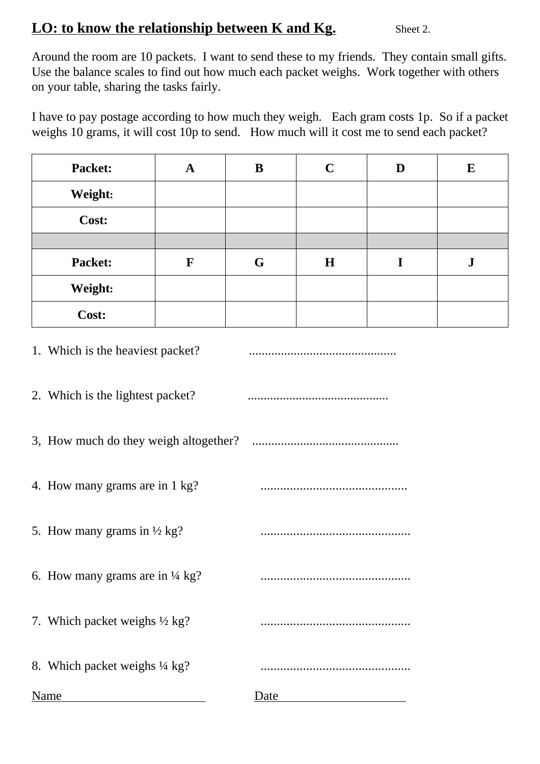# LO: to know the relationship between K and Kg.

Sheet 2.

Around the room are 10 packets. I want to send these to my friends. They contain small gifts. Use the balance scales to find out how much each packet weighs. Work together with others on your table, sharing the tasks fairly.

I have to pay postage according to how much they weigh. Each gram costs 1p. So if a packet weighs 10 grams, it will cost 10p to send. How much will it cost me to send each packet?

| **Packet:** | **A** | **B** | **C** | **D** | **E** |
|---|---|---|---|---|---|
| **Weight:** | | | | | |
| **Cost:** | | | | | |
| | | | | | |
| **Packet:** | **F** | **G** | **H** | **I** | **J** |
| **Weight:** | | | | | |
| **Cost:** | | | | | |

1. Which is the heaviest packet? .............................................

2. Which is the lightest packet? ...........................................

3, How much do they weigh altogether? .............................................

4. How many grams are in 1 kg? ............................................

5. How many grams in ½ kg? .............................................

6. How many grams are in ¼ kg? .............................................

7. Which packet weighs ½ kg? .............................................

8. Which packet weighs ¼ kg? .............................................

Name \_\_\_\_\_\_\_\_\_\_\_\_\_\_\_\_\_\_\_\_\_\_\_\_ Date \_\_\_\_\_\_\_\_\_\_\_\_\_\_\_\_\_\_\_\_